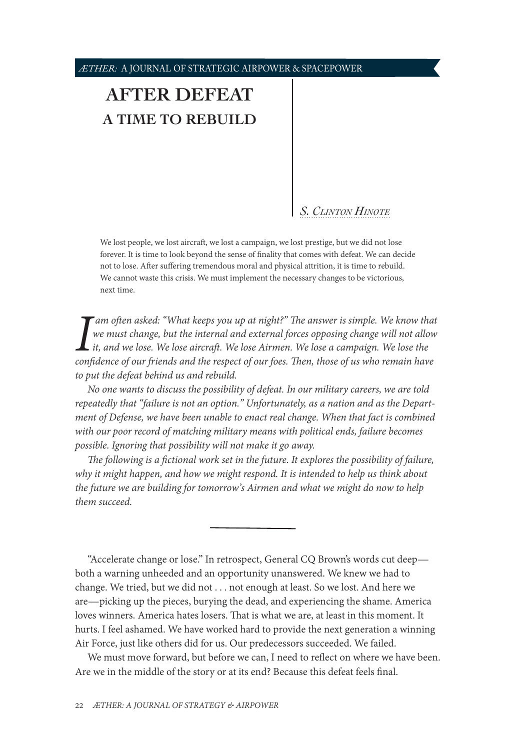# AFTER DEFEAT

## A TIME TO REBUILD

S. Clinton Hinote

We lost people, we lost aircraft, we lost a campaign, we lost prestige, but we did not lose forever. It is time to look beyond the sense of finality that comes with defeat. We can decide not to lose. After suffering tremendous moral and physical attrition, it is time to rebuild. We cannot waste this crisis. We must implement the necessary changes to be victorious, next time.

*I am often asked: "What keeps you up at night?" The answer is simple. We know that we must change, but the internal and external forces opposing change will not allow it, and we lose. We lose aircraft. We lose Airmen. We lose a campaign. We lose the confidence of our friends and the respect of our foes. Then, those of us who remain have to put the defeat behind us and rebuild.*

*No one wants to discuss the possibility of defeat. In our military careers, we are told repeatedly that "failure is not an option." Unfortunately, as a nation and as the Department of Defense, we have been unable to enact real change. When that fact is combined with our poor record of matching military means with political ends, failure becomes possible. Ignoring that possibility will not make it go away.*

*The following is a fictional work set in the future. It explores the possibility of failure, why it might happen, and how we might respond. It is intended to help us think about the future we are building for tomorrow's Airmen and what we might do now to help them succeed.*

---

"Accelerate change or lose." In retrospect, General CQ Brown's words cut deep—both a warning unheeded and an opportunity unanswered. We knew we had to change. We tried, but we did not . . . not enough at least. So we lost. And here we are—picking up the pieces, burying the dead, and experiencing the shame. America loves winners. America hates losers. That is what we are, at least in this moment. It hurts. I feel ashamed. We have worked hard to provide the next generation a winning Air Force, just like others did for us. Our predecessors succeeded. We failed.

We must move forward, but before we can, I need to reflect on where we have been. Are we in the middle of the story or at its end? Because this defeat feels final.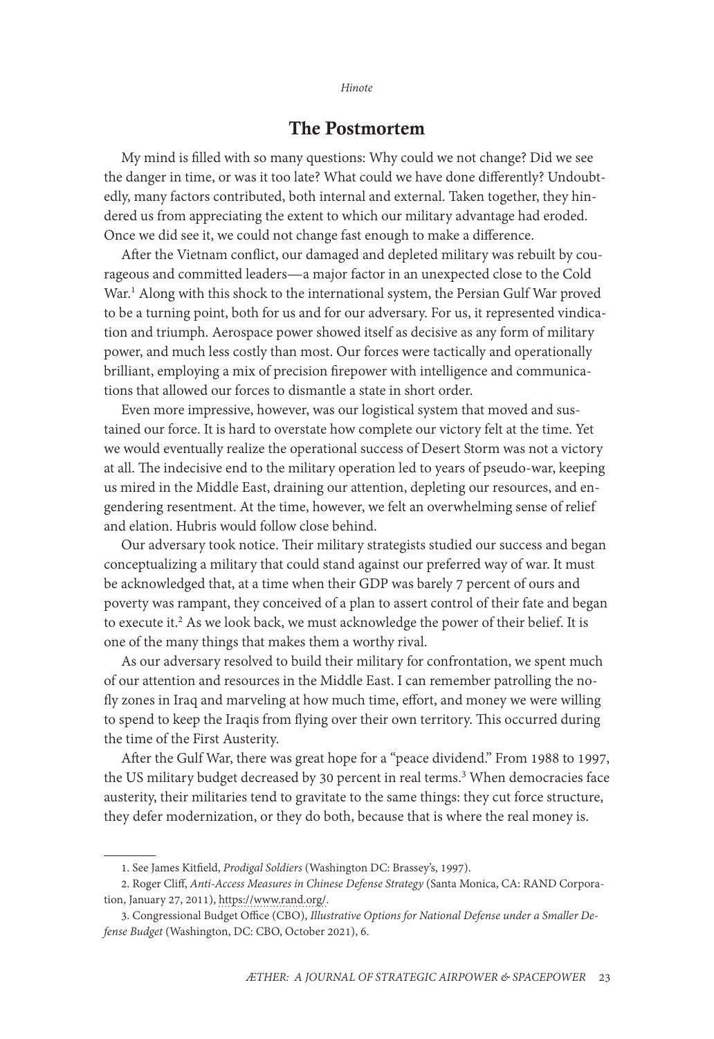## The Postmortem

My mind is filled with so many questions: Why could we not change? Did we see the danger in time, or was it too late? What could we have done differently? Undoubtedly, many factors contributed, both internal and external. Taken together, they hindered us from appreciating the extent to which our military advantage had eroded. Once we did see it, we could not change fast enough to make a difference.

After the Vietnam conflict, our damaged and depleted military was rebuilt by courageous and committed leaders—a major factor in an unexpected close to the Cold War.[1] Along with this shock to the international system, the Persian Gulf War proved to be a turning point, both for us and for our adversary. For us, it represented vindication and triumph. Aerospace power showed itself as decisive as any form of military power, and much less costly than most. Our forces were tactically and operationally brilliant, employing a mix of precision firepower with intelligence and communications that allowed our forces to dismantle a state in short order.

Even more impressive, however, was our logistical system that moved and sustained our force. It is hard to overstate how complete our victory felt at the time. Yet we would eventually realize the operational success of Desert Storm was not a victory at all. The indecisive end to the military operation led to years of pseudo-war, keeping us mired in the Middle East, draining our attention, depleting our resources, and engendering resentment. At the time, however, we felt an overwhelming sense of relief and elation. Hubris would follow close behind.

Our adversary took notice. Their military strategists studied our success and began conceptualizing a military that could stand against our preferred way of war. It must be acknowledged that, at a time when their GDP was barely 7 percent of ours and poverty was rampant, they conceived of a plan to assert control of their fate and began to execute it.[2] As we look back, we must acknowledge the power of their belief. It is one of the many things that makes them a worthy rival.

As our adversary resolved to build their military for confrontation, we spent much of our attention and resources in the Middle East. I can remember patrolling the no-fly zones in Iraq and marveling at how much time, effort, and money we were willing to spend to keep the Iraqis from flying over their own territory. This occurred during the time of the First Austerity.

After the Gulf War, there was great hope for a "peace dividend." From 1988 to 1997, the US military budget decreased by 30 percent in real terms.[3] When democracies face austerity, their militaries tend to gravitate to the same things: they cut force structure, they defer modernization, or they do both, because that is where the real money is.

---

1. See James Kitfield, *Prodigal Soldiers* (Washington DC: Brassey's, 1997).

2. Roger Cliff, *Anti-Access Measures in Chinese Defense Strategy* (Santa Monica, CA: RAND Corporation, January 27, 2011), https://www.rand.org/.

3. Congressional Budget Office (CBO), *Illustrative Options for National Defense under a Smaller Defense Budget* (Washington, DC: CBO, October 2021), 6.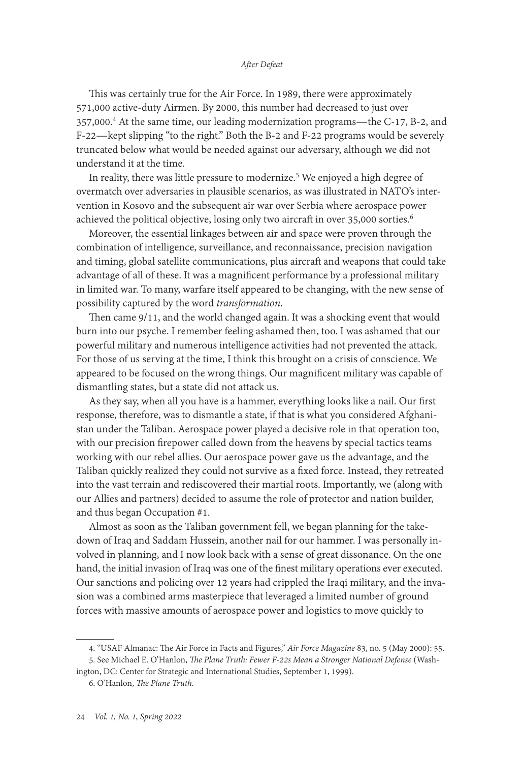This was certainly true for the Air Force. In 1989, there were approximately 571,000 active-duty Airmen. By 2000, this number had decreased to just over 357,000.[4] At the same time, our leading modernization programs—the C-17, B-2, and F-22—kept slipping "to the right." Both the B-2 and F-22 programs would be severely truncated below what would be needed against our adversary, although we did not understand it at the time.

In reality, there was little pressure to modernize.[5] We enjoyed a high degree of overmatch over adversaries in plausible scenarios, as was illustrated in NATO's intervention in Kosovo and the subsequent air war over Serbia where aerospace power achieved the political objective, losing only two aircraft in over 35,000 sorties.[6]

Moreover, the essential linkages between air and space were proven through the combination of intelligence, surveillance, and reconnaissance, precision navigation and timing, global satellite communications, plus aircraft and weapons that could take advantage of all of these. It was a magnificent performance by a professional military in limited war. To many, warfare itself appeared to be changing, with the new sense of possibility captured by the word *transformation*.

Then came 9/11, and the world changed again. It was a shocking event that would burn into our psyche. I remember feeling ashamed then, too. I was ashamed that our powerful military and numerous intelligence activities had not prevented the attack. For those of us serving at the time, I think this brought on a crisis of conscience. We appeared to be focused on the wrong things. Our magnificent military was capable of dismantling states, but a state did not attack us.

As they say, when all you have is a hammer, everything looks like a nail. Our first response, therefore, was to dismantle a state, if that is what you considered Afghanistan under the Taliban. Aerospace power played a decisive role in that operation too, with our precision firepower called down from the heavens by special tactics teams working with our rebel allies. Our aerospace power gave us the advantage, and the Taliban quickly realized they could not survive as a fixed force. Instead, they retreated into the vast terrain and rediscovered their martial roots. Importantly, we (along with our Allies and partners) decided to assume the role of protector and nation builder, and thus began Occupation #1.

Almost as soon as the Taliban government fell, we began planning for the takedown of Iraq and Saddam Hussein, another nail for our hammer. I was personally involved in planning, and I now look back with a sense of great dissonance. On the one hand, the initial invasion of Iraq was one of the finest military operations ever executed. Our sanctions and policing over 12 years had crippled the Iraqi military, and the invasion was a combined arms masterpiece that leveraged a limited number of ground forces with massive amounts of aerospace power and logistics to move quickly to

4. "USAF Almanac: The Air Force in Facts and Figures," *Air Force Magazine* 83, no. 5 (May 2000): 55.

5. See Michael E. O'Hanlon, *The Plane Truth: Fewer F-22s Mean a Stronger National Defense* (Washington, DC: Center for Strategic and International Studies, September 1, 1999).

6. O'Hanlon, *The Plane Truth*.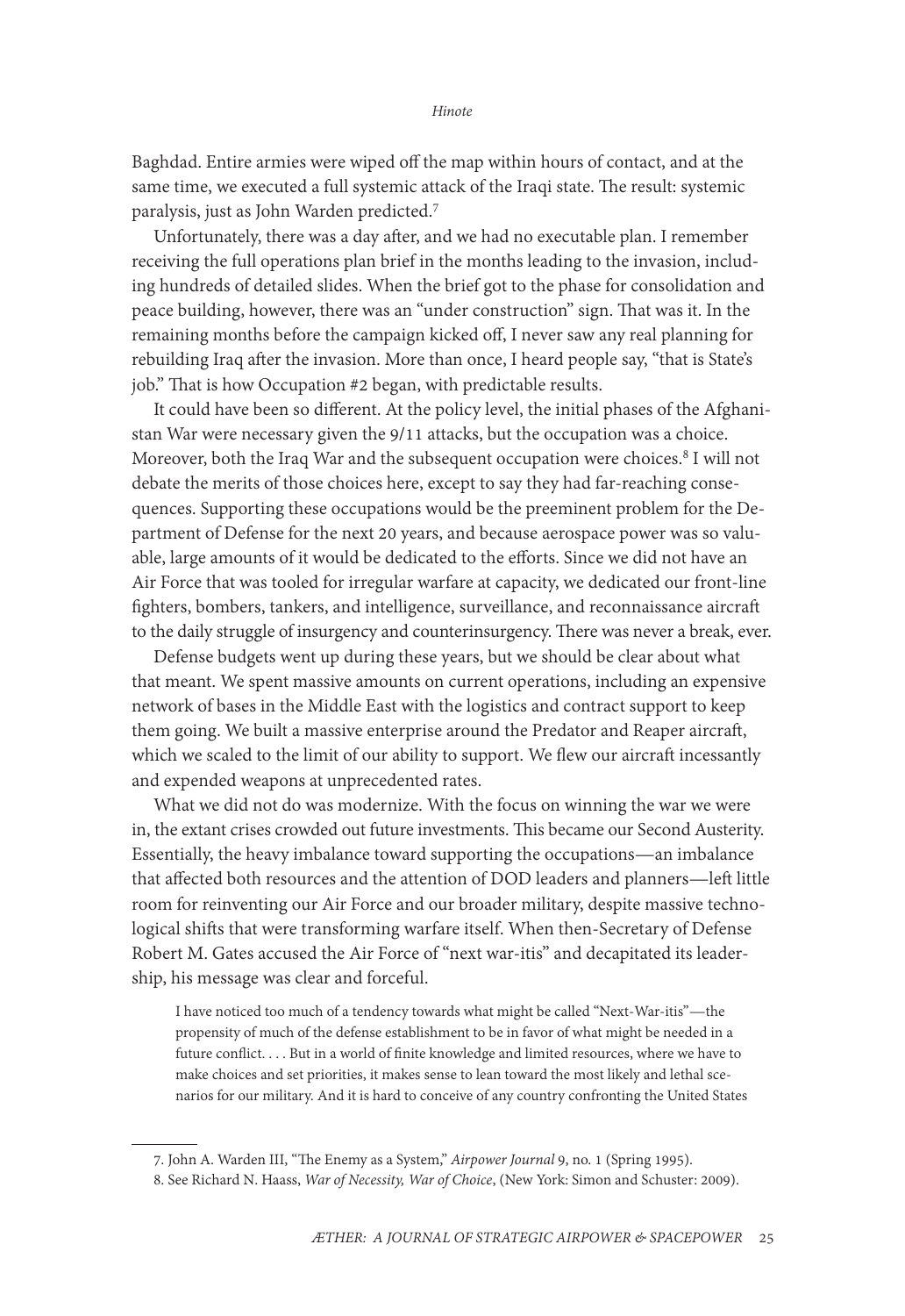Baghdad. Entire armies were wiped off the map within hours of contact, and at the same time, we executed a full systemic attack of the Iraqi state. The result: systemic paralysis, just as John Warden predicted.[7]

Unfortunately, there was a day after, and we had no executable plan. I remember receiving the full operations plan brief in the months leading to the invasion, including hundreds of detailed slides. When the brief got to the phase for consolidation and peace building, however, there was an "under construction" sign. That was it. In the remaining months before the campaign kicked off, I never saw any real planning for rebuilding Iraq after the invasion. More than once, I heard people say, "that is State's job." That is how Occupation #2 began, with predictable results.

It could have been so different. At the policy level, the initial phases of the Afghanistan War were necessary given the 9/11 attacks, but the occupation was a choice. Moreover, both the Iraq War and the subsequent occupation were choices.[8] I will not debate the merits of those choices here, except to say they had far-reaching consequences. Supporting these occupations would be the preeminent problem for the Department of Defense for the next 20 years, and because aerospace power was so valuable, large amounts of it would be dedicated to the efforts. Since we did not have an Air Force that was tooled for irregular warfare at capacity, we dedicated our front-line fighters, bombers, tankers, and intelligence, surveillance, and reconnaissance aircraft to the daily struggle of insurgency and counterinsurgency. There was never a break, ever.

Defense budgets went up during these years, but we should be clear about what that meant. We spent massive amounts on current operations, including an expensive network of bases in the Middle East with the logistics and contract support to keep them going. We built a massive enterprise around the Predator and Reaper aircraft, which we scaled to the limit of our ability to support. We flew our aircraft incessantly and expended weapons at unprecedented rates.

What we did not do was modernize. With the focus on winning the war we were in, the extant crises crowded out future investments. This became our Second Austerity. Essentially, the heavy imbalance toward supporting the occupations—an imbalance that affected both resources and the attention of DOD leaders and planners—left little room for reinventing our Air Force and our broader military, despite massive technological shifts that were transforming warfare itself. When then-Secretary of Defense Robert M. Gates accused the Air Force of "next war-itis" and decapitated its leadership, his message was clear and forceful.

> I have noticed too much of a tendency towards what might be called "Next-War-itis"—the propensity of much of the defense establishment to be in favor of what might be needed in a future conflict. . . . But in a world of finite knowledge and limited resources, where we have to make choices and set priorities, it makes sense to lean toward the most likely and lethal scenarios for our military. And it is hard to conceive of any country confronting the United States

---

7. John A. Warden III, "The Enemy as a System," *Airpower Journal* 9, no. 1 (Spring 1995).

8. See Richard N. Haass, *War of Necessity, War of Choice*, (New York: Simon and Schuster: 2009).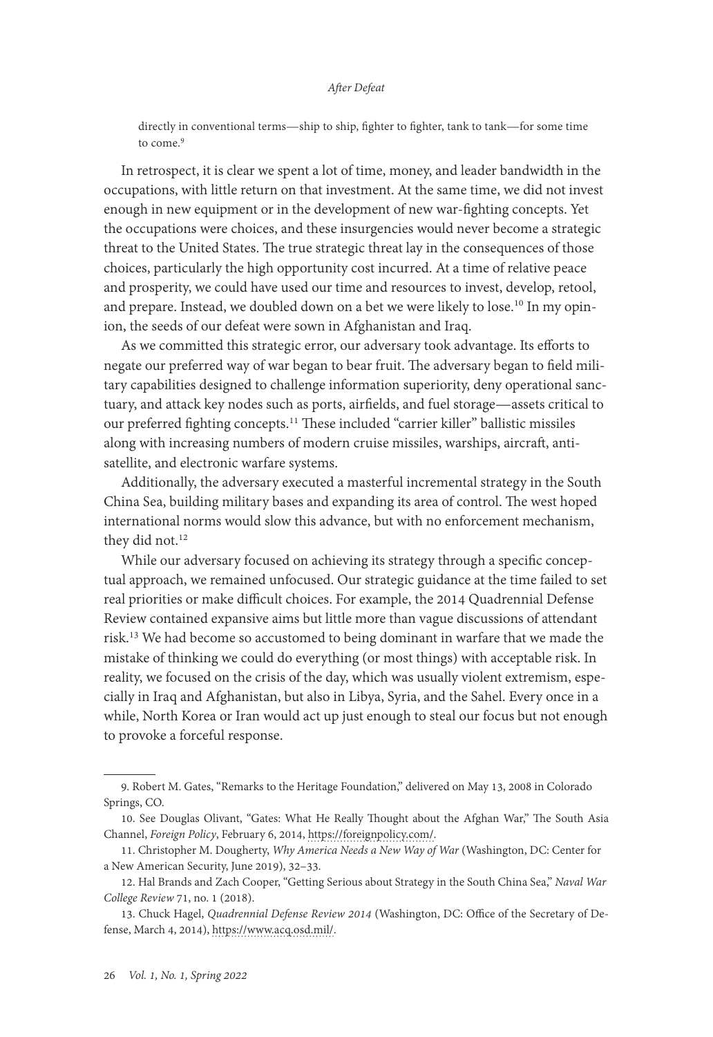directly in conventional terms—ship to ship, fighter to fighter, tank to tank—for some time to come.[9]

In retrospect, it is clear we spent a lot of time, money, and leader bandwidth in the occupations, with little return on that investment. At the same time, we did not invest enough in new equipment or in the development of new war-fighting concepts. Yet the occupations were choices, and these insurgencies would never become a strategic threat to the United States. The true strategic threat lay in the consequences of those choices, particularly the high opportunity cost incurred. At a time of relative peace and prosperity, we could have used our time and resources to invest, develop, retool, and prepare. Instead, we doubled down on a bet we were likely to lose.[10] In my opinion, the seeds of our defeat were sown in Afghanistan and Iraq.

As we committed this strategic error, our adversary took advantage. Its efforts to negate our preferred way of war began to bear fruit. The adversary began to field military capabilities designed to challenge information superiority, deny operational sanctuary, and attack key nodes such as ports, airfields, and fuel storage—assets critical to our preferred fighting concepts.[11] These included "carrier killer" ballistic missiles along with increasing numbers of modern cruise missiles, warships, aircraft, antisatellite, and electronic warfare systems.

Additionally, the adversary executed a masterful incremental strategy in the South China Sea, building military bases and expanding its area of control. The west hoped international norms would slow this advance, but with no enforcement mechanism, they did not.[12]

While our adversary focused on achieving its strategy through a specific conceptual approach, we remained unfocused. Our strategic guidance at the time failed to set real priorities or make difficult choices. For example, the 2014 Quadrennial Defense Review contained expansive aims but little more than vague discussions of attendant risk.[13] We had become so accustomed to being dominant in warfare that we made the mistake of thinking we could do everything (or most things) with acceptable risk. In reality, we focused on the crisis of the day, which was usually violent extremism, especially in Iraq and Afghanistan, but also in Libya, Syria, and the Sahel. Every once in a while, North Korea or Iran would act up just enough to steal our focus but not enough to provoke a forceful response.

---

9. Robert M. Gates, "Remarks to the Heritage Foundation," delivered on May 13, 2008 in Colorado Springs, CO.

10. See Douglas Olivant, "Gates: What He Really Thought about the Afghan War," The South Asia Channel, *Foreign Policy*, February 6, 2014, https://foreignpolicy.com/.

11. Christopher M. Dougherty, *Why America Needs a New Way of War* (Washington, DC: Center for a New American Security, June 2019), 32–33.

12. Hal Brands and Zach Cooper, "Getting Serious about Strategy in the South China Sea," *Naval War College Review* 71, no. 1 (2018).

13. Chuck Hagel, *Quadrennial Defense Review 2014* (Washington, DC: Office of the Secretary of Defense, March 4, 2014), https://www.acq.osd.mil/.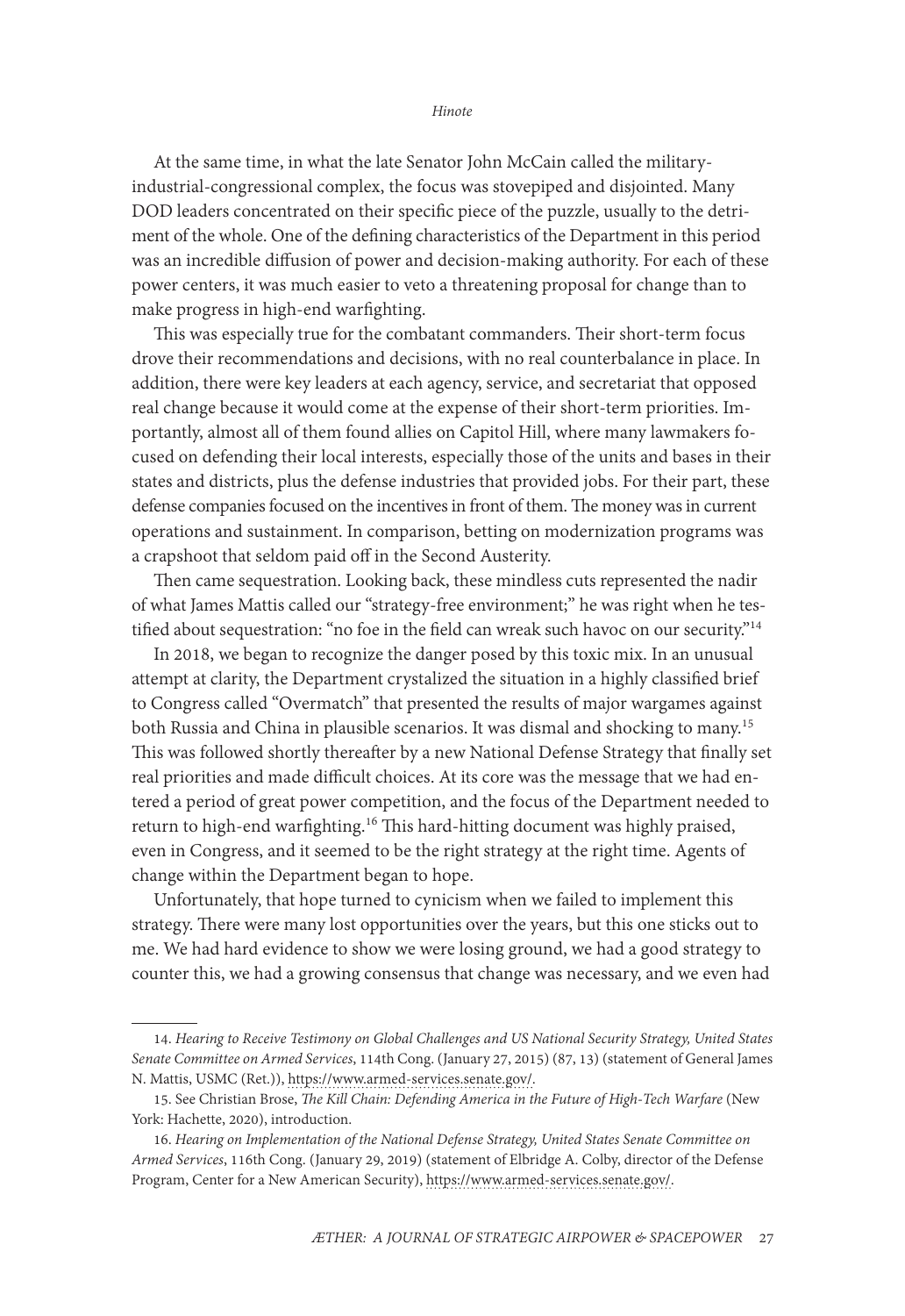At the same time, in what the late Senator John McCain called the military-industrial-congressional complex, the focus was stovepiped and disjointed. Many DOD leaders concentrated on their specific piece of the puzzle, usually to the detriment of the whole. One of the defining characteristics of the Department in this period was an incredible diffusion of power and decision-making authority. For each of these power centers, it was much easier to veto a threatening proposal for change than to make progress in high-end warfighting.

This was especially true for the combatant commanders. Their short-term focus drove their recommendations and decisions, with no real counterbalance in place. In addition, there were key leaders at each agency, service, and secretariat that opposed real change because it would come at the expense of their short-term priorities. Importantly, almost all of them found allies on Capitol Hill, where many lawmakers focused on defending their local interests, especially those of the units and bases in their states and districts, plus the defense industries that provided jobs. For their part, these defense companies focused on the incentives in front of them. The money was in current operations and sustainment. In comparison, betting on modernization programs was a crapshoot that seldom paid off in the Second Austerity.

Then came sequestration. Looking back, these mindless cuts represented the nadir of what James Mattis called our "strategy-free environment;" he was right when he testified about sequestration: "no foe in the field can wreak such havoc on our security."[14]

In 2018, we began to recognize the danger posed by this toxic mix. In an unusual attempt at clarity, the Department crystalized the situation in a highly classified brief to Congress called "Overmatch" that presented the results of major wargames against both Russia and China in plausible scenarios. It was dismal and shocking to many.[15] This was followed shortly thereafter by a new National Defense Strategy that finally set real priorities and made difficult choices. At its core was the message that we had entered a period of great power competition, and the focus of the Department needed to return to high-end warfighting.[16] This hard-hitting document was highly praised, even in Congress, and it seemed to be the right strategy at the right time. Agents of change within the Department began to hope.

Unfortunately, that hope turned to cynicism when we failed to implement this strategy. There were many lost opportunities over the years, but this one sticks out to me. We had hard evidence to show we were losing ground, we had a good strategy to counter this, we had a growing consensus that change was necessary, and we even had

---

14. *Hearing to Receive Testimony on Global Challenges and US National Security Strategy, United States Senate Committee on Armed Services*, 114th Cong. (January 27, 2015) (87, 13) (statement of General James N. Mattis, USMC (Ret.)), https://www.armed-services.senate.gov/.

15. See Christian Brose, *The Kill Chain: Defending America in the Future of High-Tech Warfare* (New York: Hachette, 2020), introduction.

16. *Hearing on Implementation of the National Defense Strategy, United States Senate Committee on Armed Services*, 116th Cong. (January 29, 2019) (statement of Elbridge A. Colby, director of the Defense Program, Center for a New American Security), https://www.armed-services.senate.gov/.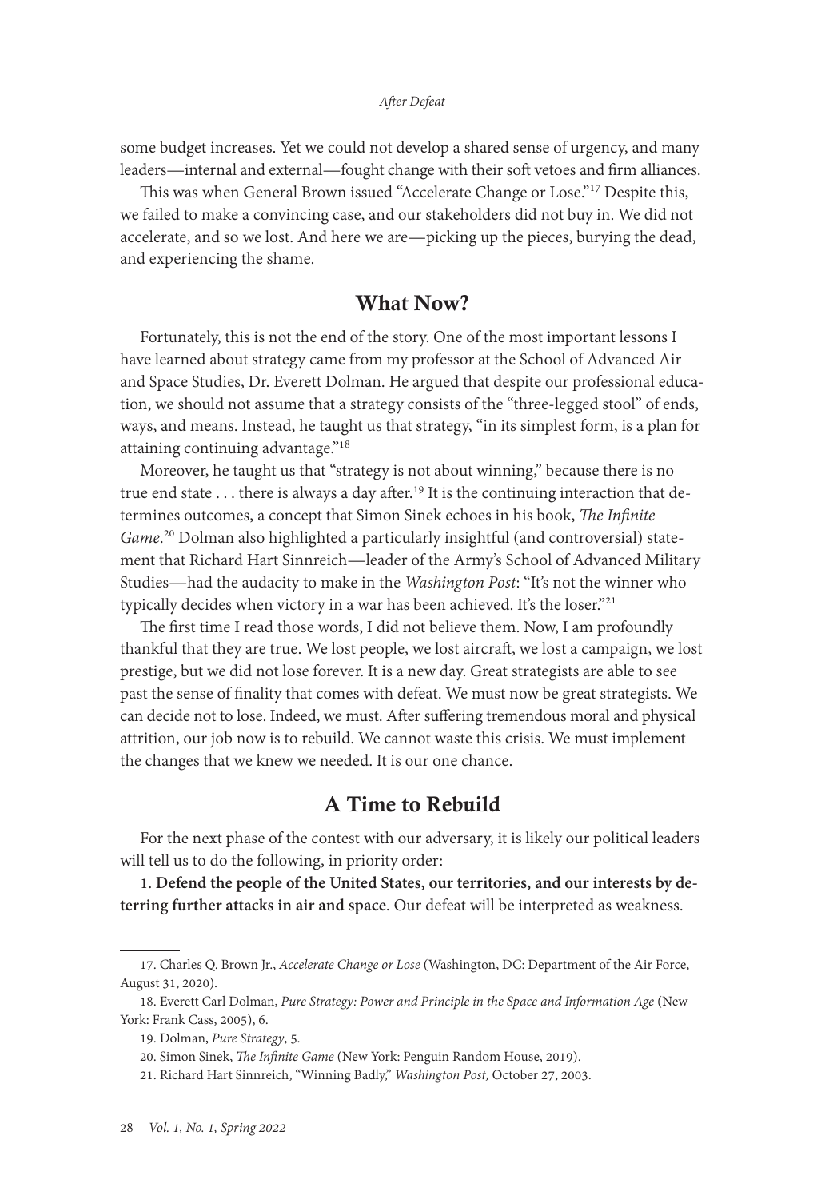some budget increases. Yet we could not develop a shared sense of urgency, and many leaders—internal and external—fought change with their soft vetoes and firm alliances.

This was when General Brown issued "Accelerate Change or Lose."[17] Despite this, we failed to make a convincing case, and our stakeholders did not buy in. We did not accelerate, and so we lost. And here we are—picking up the pieces, burying the dead, and experiencing the shame.

## What Now?

Fortunately, this is not the end of the story. One of the most important lessons I have learned about strategy came from my professor at the School of Advanced Air and Space Studies, Dr. Everett Dolman. He argued that despite our professional education, we should not assume that a strategy consists of the "three-legged stool" of ends, ways, and means. Instead, he taught us that strategy, "in its simplest form, is a plan for attaining continuing advantage."[18]

Moreover, he taught us that "strategy is not about winning," because there is no true end state . . . there is always a day after.[19] It is the continuing interaction that determines outcomes, a concept that Simon Sinek echoes in his book, *The Infinite Game*.[20] Dolman also highlighted a particularly insightful (and controversial) statement that Richard Hart Sinnreich—leader of the Army's School of Advanced Military Studies—had the audacity to make in the *Washington Post*: "It's not the winner who typically decides when victory in a war has been achieved. It's the loser."[21]

The first time I read those words, I did not believe them. Now, I am profoundly thankful that they are true. We lost people, we lost aircraft, we lost a campaign, we lost prestige, but we did not lose forever. It is a new day. Great strategists are able to see past the sense of finality that comes with defeat. We must now be great strategists. We can decide not to lose. Indeed, we must. After suffering tremendous moral and physical attrition, our job now is to rebuild. We cannot waste this crisis. We must implement the changes that we knew we needed. It is our one chance.

## A Time to Rebuild

For the next phase of the contest with our adversary, it is likely our political leaders will tell us to do the following, in priority order:

1. **Defend the people of the United States, our territories, and our interests by deterring further attacks in air and space**. Our defeat will be interpreted as weakness.

---

17. Charles Q. Brown Jr., *Accelerate Change or Lose* (Washington, DC: Department of the Air Force, August 31, 2020).

18. Everett Carl Dolman, *Pure Strategy: Power and Principle in the Space and Information Age* (New York: Frank Cass, 2005), 6.

19. Dolman, *Pure Strategy*, 5.

20. Simon Sinek, *The Infinite Game* (New York: Penguin Random House, 2019).

21. Richard Hart Sinnreich, "Winning Badly," *Washington Post,* October 27, 2003.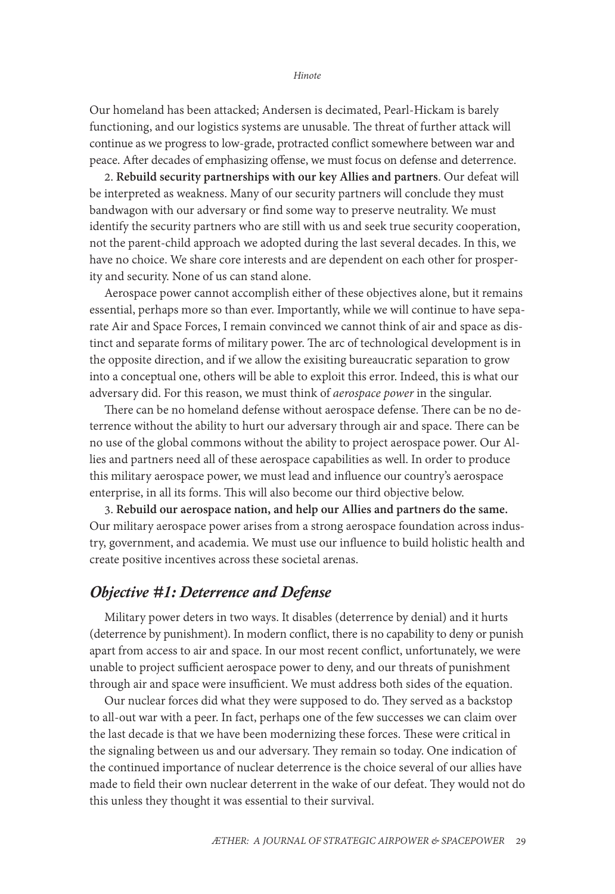Our homeland has been attacked; Andersen is decimated, Pearl-Hickam is barely functioning, and our logistics systems are unusable. The threat of further attack will continue as we progress to low-grade, protracted conflict somewhere between war and peace. After decades of emphasizing offense, we must focus on defense and deterrence.

2. **Rebuild security partnerships with our key Allies and partners**. Our defeat will be interpreted as weakness. Many of our security partners will conclude they must bandwagon with our adversary or find some way to preserve neutrality. We must identify the security partners who are still with us and seek true security cooperation, not the parent-child approach we adopted during the last several decades. In this, we have no choice. We share core interests and are dependent on each other for prosperity and security. None of us can stand alone.

Aerospace power cannot accomplish either of these objectives alone, but it remains essential, perhaps more so than ever. Importantly, while we will continue to have separate Air and Space Forces, I remain convinced we cannot think of air and space as distinct and separate forms of military power. The arc of technological development is in the opposite direction, and if we allow the exisiting bureaucratic separation to grow into a conceptual one, others will be able to exploit this error. Indeed, this is what our adversary did. For this reason, we must think of *aerospace power* in the singular.

There can be no homeland defense without aerospace defense. There can be no deterrence without the ability to hurt our adversary through air and space. There can be no use of the global commons without the ability to project aerospace power. Our Allies and partners need all of these aerospace capabilities as well. In order to produce this military aerospace power, we must lead and influence our country's aerospace enterprise, in all its forms. This will also become our third objective below.

3. **Rebuild our aerospace nation, and help our Allies and partners do the same.** Our military aerospace power arises from a strong aerospace foundation across industry, government, and academia. We must use our influence to build holistic health and create positive incentives across these societal arenas.

## *Objective #1: Deterrence and Defense*

Military power deters in two ways. It disables (deterrence by denial) and it hurts (deterrence by punishment). In modern conflict, there is no capability to deny or punish apart from access to air and space. In our most recent conflict, unfortunately, we were unable to project sufficient aerospace power to deny, and our threats of punishment through air and space were insufficient. We must address both sides of the equation.

Our nuclear forces did what they were supposed to do. They served as a backstop to all-out war with a peer. In fact, perhaps one of the few successes we can claim over the last decade is that we have been modernizing these forces. These were critical in the signaling between us and our adversary. They remain so today. One indication of the continued importance of nuclear deterrence is the choice several of our allies have made to field their own nuclear deterrent in the wake of our defeat. They would not do this unless they thought it was essential to their survival.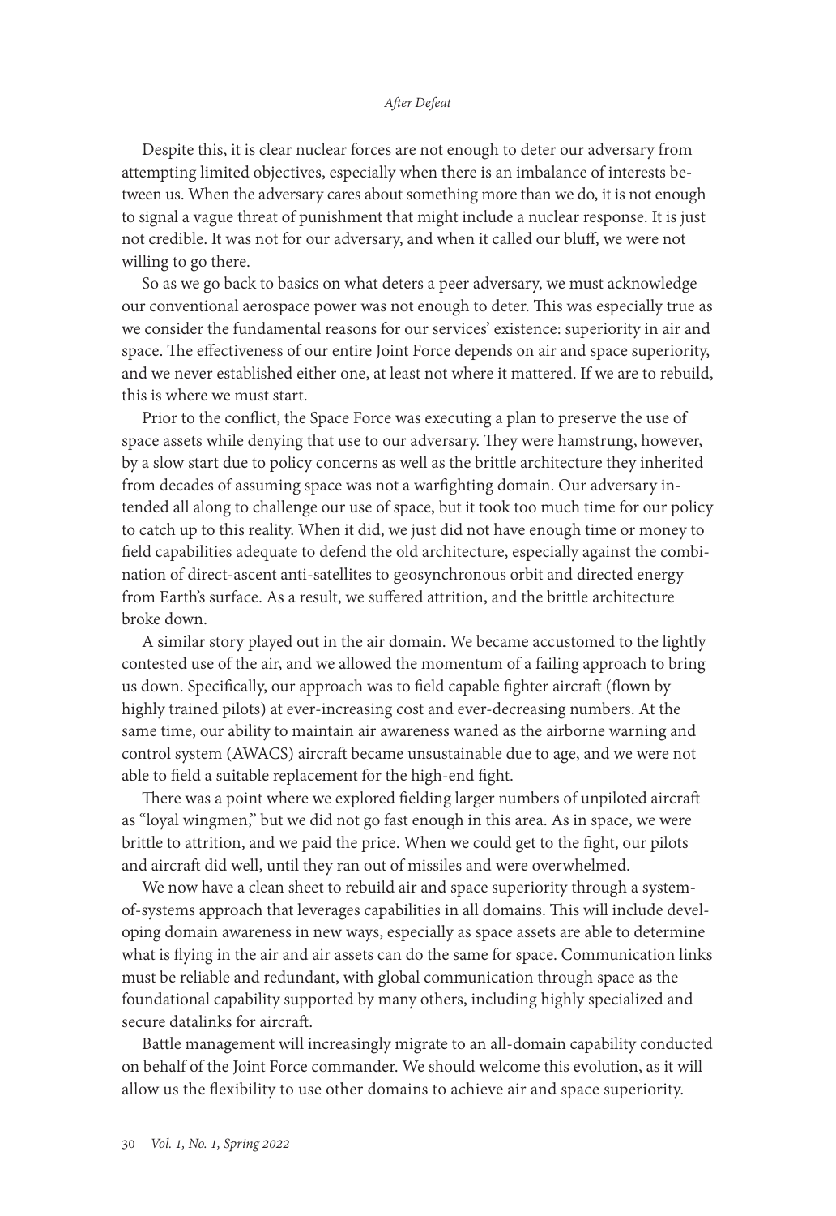Despite this, it is clear nuclear forces are not enough to deter our adversary from attempting limited objectives, especially when there is an imbalance of interests between us. When the adversary cares about something more than we do, it is not enough to signal a vague threat of punishment that might include a nuclear response. It is just not credible. It was not for our adversary, and when it called our bluff, we were not willing to go there.

So as we go back to basics on what deters a peer adversary, we must acknowledge our conventional aerospace power was not enough to deter. This was especially true as we consider the fundamental reasons for our services' existence: superiority in air and space. The effectiveness of our entire Joint Force depends on air and space superiority, and we never established either one, at least not where it mattered. If we are to rebuild, this is where we must start.

Prior to the conflict, the Space Force was executing a plan to preserve the use of space assets while denying that use to our adversary. They were hamstrung, however, by a slow start due to policy concerns as well as the brittle architecture they inherited from decades of assuming space was not a warfighting domain. Our adversary intended all along to challenge our use of space, but it took too much time for our policy to catch up to this reality. When it did, we just did not have enough time or money to field capabilities adequate to defend the old architecture, especially against the combination of direct-ascent anti-satellites to geosynchronous orbit and directed energy from Earth's surface. As a result, we suffered attrition, and the brittle architecture broke down.

A similar story played out in the air domain. We became accustomed to the lightly contested use of the air, and we allowed the momentum of a failing approach to bring us down. Specifically, our approach was to field capable fighter aircraft (flown by highly trained pilots) at ever-increasing cost and ever-decreasing numbers. At the same time, our ability to maintain air awareness waned as the airborne warning and control system (AWACS) aircraft became unsustainable due to age, and we were not able to field a suitable replacement for the high-end fight.

There was a point where we explored fielding larger numbers of unpiloted aircraft as "loyal wingmen," but we did not go fast enough in this area. As in space, we were brittle to attrition, and we paid the price. When we could get to the fight, our pilots and aircraft did well, until they ran out of missiles and were overwhelmed.

We now have a clean sheet to rebuild air and space superiority through a system-of-systems approach that leverages capabilities in all domains. This will include developing domain awareness in new ways, especially as space assets are able to determine what is flying in the air and air assets can do the same for space. Communication links must be reliable and redundant, with global communication through space as the foundational capability supported by many others, including highly specialized and secure datalinks for aircraft.

Battle management will increasingly migrate to an all-domain capability conducted on behalf of the Joint Force commander. We should welcome this evolution, as it will allow us the flexibility to use other domains to achieve air and space superiority.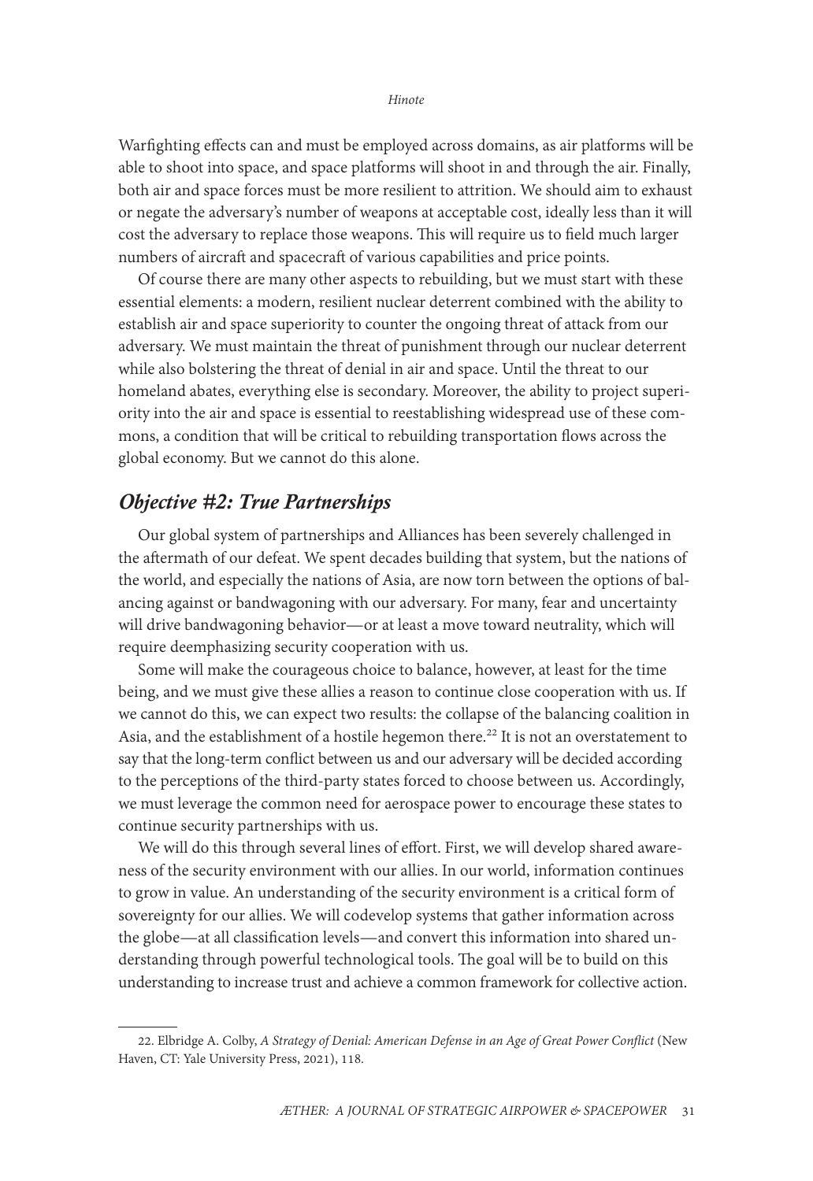Warfighting effects can and must be employed across domains, as air platforms will be able to shoot into space, and space platforms will shoot in and through the air. Finally, both air and space forces must be more resilient to attrition. We should aim to exhaust or negate the adversary's number of weapons at acceptable cost, ideally less than it will cost the adversary to replace those weapons. This will require us to field much larger numbers of aircraft and spacecraft of various capabilities and price points.

Of course there are many other aspects to rebuilding, but we must start with these essential elements: a modern, resilient nuclear deterrent combined with the ability to establish air and space superiority to counter the ongoing threat of attack from our adversary. We must maintain the threat of punishment through our nuclear deterrent while also bolstering the threat of denial in air and space. Until the threat to our homeland abates, everything else is secondary. Moreover, the ability to project superiority into the air and space is essential to reestablishing widespread use of these commons, a condition that will be critical to rebuilding transportation flows across the global economy. But we cannot do this alone.

## *Objective #2: True Partnerships*

Our global system of partnerships and Alliances has been severely challenged in the aftermath of our defeat. We spent decades building that system, but the nations of the world, and especially the nations of Asia, are now torn between the options of balancing against or bandwagoning with our adversary. For many, fear and uncertainty will drive bandwagoning behavior—or at least a move toward neutrality, which will require deemphasizing security cooperation with us.

Some will make the courageous choice to balance, however, at least for the time being, and we must give these allies a reason to continue close cooperation with us. If we cannot do this, we can expect two results: the collapse of the balancing coalition in Asia, and the establishment of a hostile hegemon there.[22] It is not an overstatement to say that the long-term conflict between us and our adversary will be decided according to the perceptions of the third-party states forced to choose between us. Accordingly, we must leverage the common need for aerospace power to encourage these states to continue security partnerships with us.

We will do this through several lines of effort. First, we will develop shared awareness of the security environment with our allies. In our world, information continues to grow in value. An understanding of the security environment is a critical form of sovereignty for our allies. We will codevelop systems that gather information across the globe—at all classification levels—and convert this information into shared understanding through powerful technological tools. The goal will be to build on this understanding to increase trust and achieve a common framework for collective action.

---

22. Elbridge A. Colby, *A Strategy of Denial: American Defense in an Age of Great Power Conflict* (New Haven, CT: Yale University Press, 2021), 118.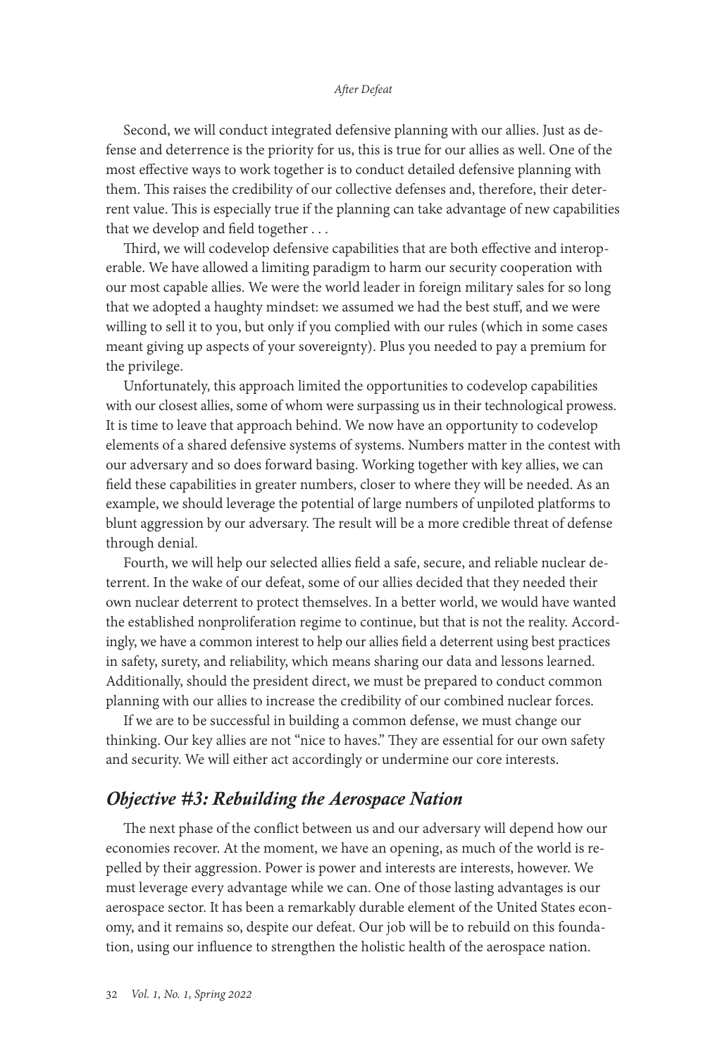Second, we will conduct integrated defensive planning with our allies. Just as defense and deterrence is the priority for us, this is true for our allies as well. One of the most effective ways to work together is to conduct detailed defensive planning with them. This raises the credibility of our collective defenses and, therefore, their deterrent value. This is especially true if the planning can take advantage of new capabilities that we develop and field together . . .

Third, we will codevelop defensive capabilities that are both effective and interoperable. We have allowed a limiting paradigm to harm our security cooperation with our most capable allies. We were the world leader in foreign military sales for so long that we adopted a haughty mindset: we assumed we had the best stuff, and we were willing to sell it to you, but only if you complied with our rules (which in some cases meant giving up aspects of your sovereignty). Plus you needed to pay a premium for the privilege.

Unfortunately, this approach limited the opportunities to codevelop capabilities with our closest allies, some of whom were surpassing us in their technological prowess. It is time to leave that approach behind. We now have an opportunity to codevelop elements of a shared defensive systems of systems. Numbers matter in the contest with our adversary and so does forward basing. Working together with key allies, we can field these capabilities in greater numbers, closer to where they will be needed. As an example, we should leverage the potential of large numbers of unpiloted platforms to blunt aggression by our adversary. The result will be a more credible threat of defense through denial.

Fourth, we will help our selected allies field a safe, secure, and reliable nuclear deterrent. In the wake of our defeat, some of our allies decided that they needed their own nuclear deterrent to protect themselves. In a better world, we would have wanted the established nonproliferation regime to continue, but that is not the reality. Accordingly, we have a common interest to help our allies field a deterrent using best practices in safety, surety, and reliability, which means sharing our data and lessons learned. Additionally, should the president direct, we must be prepared to conduct common planning with our allies to increase the credibility of our combined nuclear forces.

If we are to be successful in building a common defense, we must change our thinking. Our key allies are not "nice to haves." They are essential for our own safety and security. We will either act accordingly or undermine our core interests.

## *Objective #3: Rebuilding the Aerospace Nation*

The next phase of the conflict between us and our adversary will depend how our economies recover. At the moment, we have an opening, as much of the world is repelled by their aggression. Power is power and interests are interests, however. We must leverage every advantage while we can. One of those lasting advantages is our aerospace sector. It has been a remarkably durable element of the United States economy, and it remains so, despite our defeat. Our job will be to rebuild on this foundation, using our influence to strengthen the holistic health of the aerospace nation.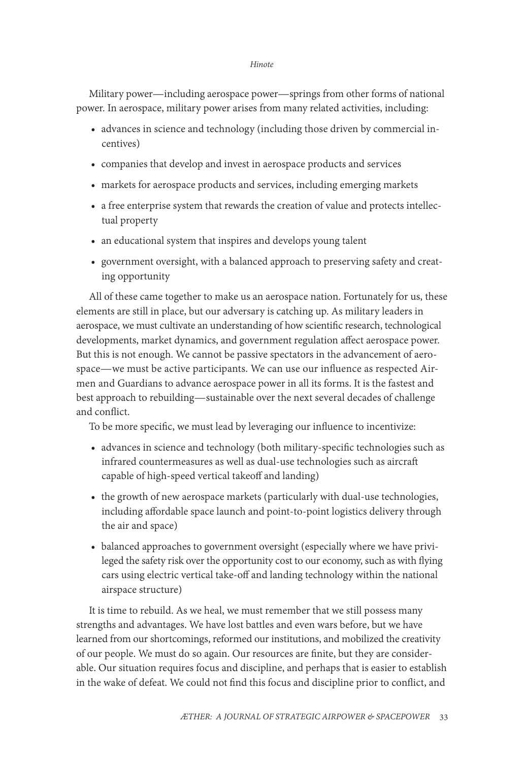Military power—including aerospace power—springs from other forms of national power. In aerospace, military power arises from many related activities, including:

- advances in science and technology (including those driven by commercial incentives)
- companies that develop and invest in aerospace products and services
- markets for aerospace products and services, including emerging markets
- a free enterprise system that rewards the creation of value and protects intellectual property
- an educational system that inspires and develops young talent
- government oversight, with a balanced approach to preserving safety and creating opportunity

All of these came together to make us an aerospace nation. Fortunately for us, these elements are still in place, but our adversary is catching up. As military leaders in aerospace, we must cultivate an understanding of how scientific research, technological developments, market dynamics, and government regulation affect aerospace power. But this is not enough. We cannot be passive spectators in the advancement of aerospace—we must be active participants. We can use our influence as respected Airmen and Guardians to advance aerospace power in all its forms. It is the fastest and best approach to rebuilding—sustainable over the next several decades of challenge and conflict.

To be more specific, we must lead by leveraging our influence to incentivize:

- advances in science and technology (both military-specific technologies such as infrared countermeasures as well as dual-use technologies such as aircraft capable of high-speed vertical takeoff and landing)
- the growth of new aerospace markets (particularly with dual-use technologies, including affordable space launch and point-to-point logistics delivery through the air and space)
- balanced approaches to government oversight (especially where we have privileged the safety risk over the opportunity cost to our economy, such as with flying cars using electric vertical take-off and landing technology within the national airspace structure)

It is time to rebuild. As we heal, we must remember that we still possess many strengths and advantages. We have lost battles and even wars before, but we have learned from our shortcomings, reformed our institutions, and mobilized the creativity of our people. We must do so again. Our resources are finite, but they are considerable. Our situation requires focus and discipline, and perhaps that is easier to establish in the wake of defeat. We could not find this focus and discipline prior to conflict, and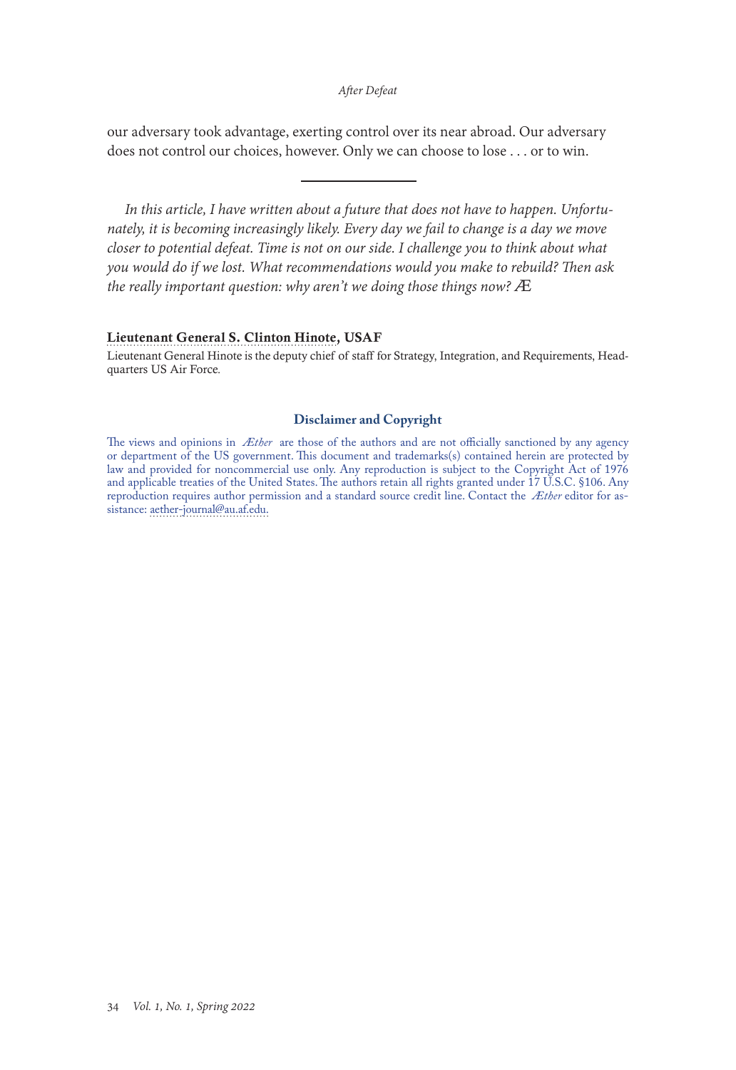our adversary took advantage, exerting control over its near abroad. Our adversary does not control our choices, however. Only we can choose to lose . . . or to win.

---

*In this article, I have written about a future that does not have to happen. Unfortunately, it is becoming increasingly likely. Every day we fail to change is a day we move closer to potential defeat. Time is not on our side. I challenge you to think about what you would do if we lost. What recommendations would you make to rebuild? Then ask the really important question: why aren't we doing those things now?* Æ

**Lieutenant General S. Clinton Hinote, USAF**

Lieutenant General Hinote is the deputy chief of staff for Strategy, Integration, and Requirements, Headquarters US Air Force.

### Disclaimer and Copyright

The views and opinions in *Æther* are those of the authors and are not officially sanctioned by any agency or department of the US government. This document and trademarks(s) contained herein are protected by law and provided for noncommercial use only. Any reproduction is subject to the Copyright Act of 1976 and applicable treaties of the United States. The authors retain all rights granted under 17 U.S.C. §106. Any reproduction requires author permission and a standard source credit line. Contact the *Æther* editor for assistance: aether-journal@au.af.edu.